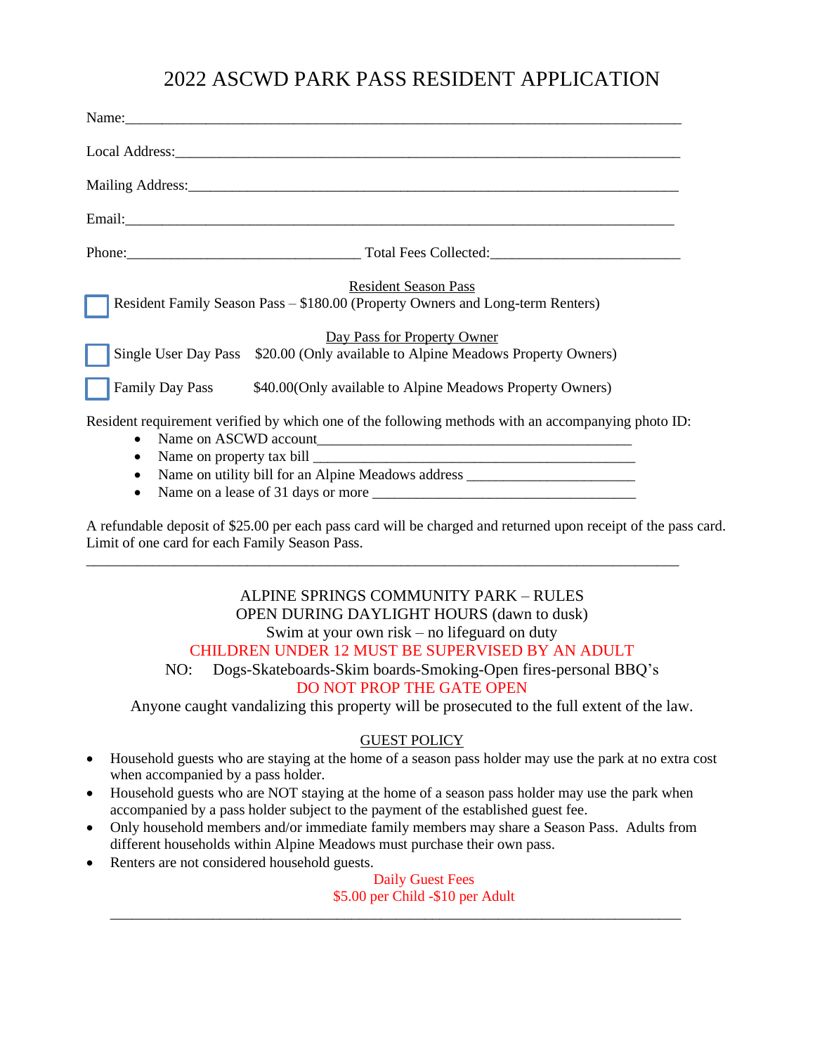# 2022 ASCWD PARK PASS RESIDENT APPLICATION

Name:___________________________________________________________________________

Local Address:_____________________________________________________________________

Mailing Address:___________________________________________________________________

Email:____________________________________________________________________________

Phone:______________________________ Total Fees Collected:_________________________

Resident Season Pass

☐ Resident Family Season Pass – $180.00 (Property Owners and Long-term Renters)

Day Pass for Property Owner

☐ Single User Day Pass $20.00 (Only available to Alpine Meadows Property Owners)

☐ Family Day Pass $40.00(Only available to Alpine Meadows Property Owners)

Resident requirement verified by which one of the following methods with an accompanying photo ID:

- Name on ASCWD account__________________________________________
- Name on property tax bill _________________________________________
- Name on utility bill for an Alpine Meadows address ______________________
- Name on a lease of 31 days or more __________________________________

A refundable deposit of $25.00 per each pass card will be charged and returned upon receipt of the pass card. Limit of one card for each Family Season Pass.

---

ALPINE SPRINGS COMMUNITY PARK – RULES
OPEN DURING DAYLIGHT HOURS (dawn to dusk)
Swim at your own risk – no lifeguard on duty
CHILDREN UNDER 12 MUST BE SUPERVISED BY AN ADULT
NO: Dogs-Skateboards-Skim boards-Smoking-Open fires-personal BBQ's
DO NOT PROP THE GATE OPEN
Anyone caught vandalizing this property will be prosecuted to the full extent of the law.

GUEST POLICY

- Household guests who are staying at the home of a season pass holder may use the park at no extra cost when accompanied by a pass holder.
- Household guests who are NOT staying at the home of a season pass holder may use the park when accompanied by a pass holder subject to the payment of the established guest fee.
- Only household members and/or immediate family members may share a Season Pass. Adults from different households within Alpine Meadows must purchase their own pass.
- Renters are not considered household guests.

Daily Guest Fees
$5.00 per Child -$10 per Adult

---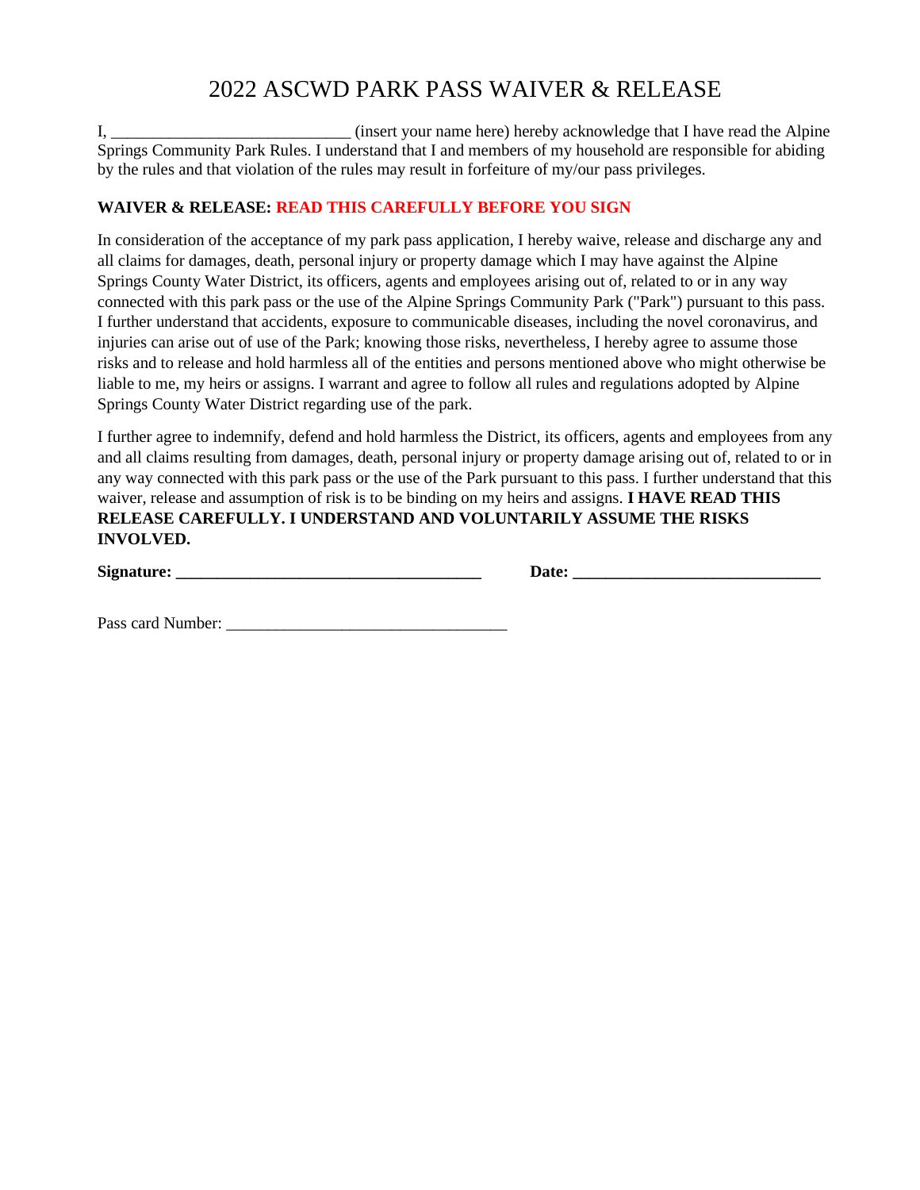# 2022 ASCWD PARK PASS WAIVER & RELEASE

I, ____________________________ (insert your name here) hereby acknowledge that I have read the Alpine Springs Community Park Rules. I understand that I and members of my household are responsible for abiding by the rules and that violation of the rules may result in forfeiture of my/our pass privileges.

**WAIVER & RELEASE: READ THIS CAREFULLY BEFORE YOU SIGN**

In consideration of the acceptance of my park pass application, I hereby waive, release and discharge any and all claims for damages, death, personal injury or property damage which I may have against the Alpine Springs County Water District, its officers, agents and employees arising out of, related to or in any way connected with this park pass or the use of the Alpine Springs Community Park ("Park") pursuant to this pass. I further understand that accidents, exposure to communicable diseases, including the novel coronavirus, and injuries can arise out of use of the Park; knowing those risks, nevertheless, I hereby agree to assume those risks and to release and hold harmless all of the entities and persons mentioned above who might otherwise be liable to me, my heirs or assigns. I warrant and agree to follow all rules and regulations adopted by Alpine Springs County Water District regarding use of the park.

I further agree to indemnify, defend and hold harmless the District, its officers, agents and employees from any and all claims resulting from damages, death, personal injury or property damage arising out of, related to or in any way connected with this park pass or the use of the Park pursuant to this pass. I further understand that this waiver, release and assumption of risk is to be binding on my heirs and assigns. **I HAVE READ THIS RELEASE CAREFULLY. I UNDERSTAND AND VOLUNTARILY ASSUME THE RISKS INVOLVED.**

**Signature: ____________________________________** **Date: _____________________________**

Pass card Number: _________________________________